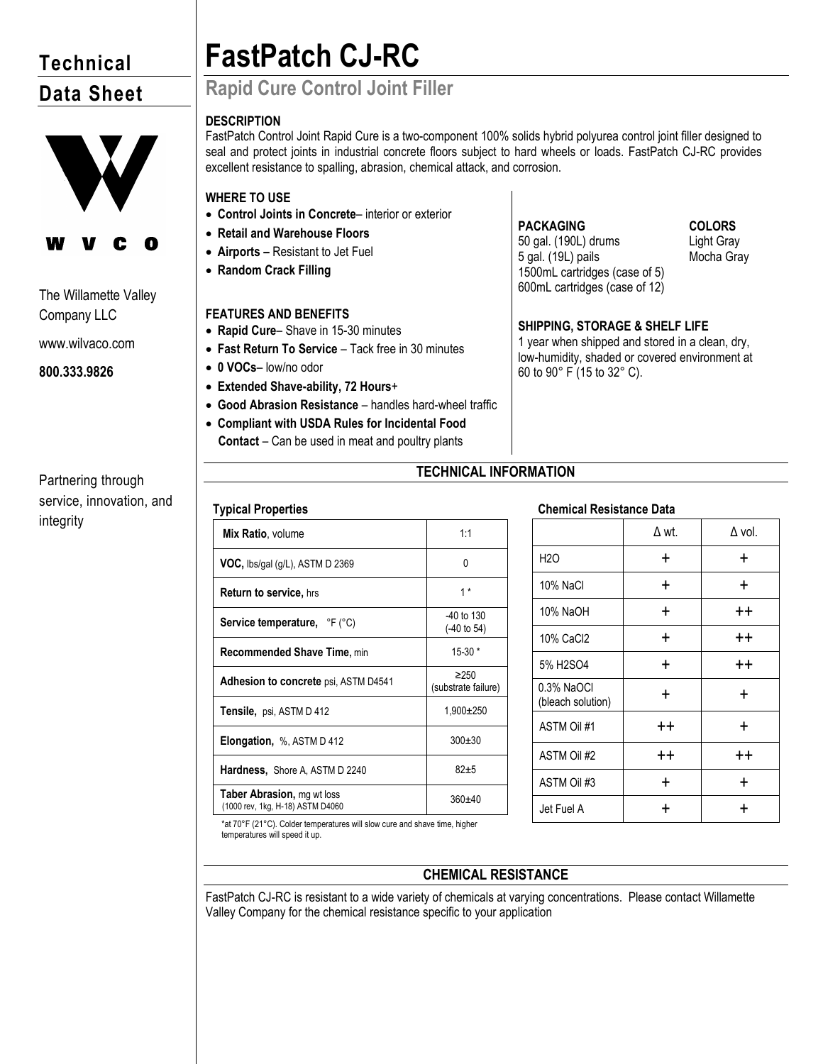# Technical Data Sheet

W V C O

The Willamette Valley Company LLC

www.wilvaco.com

**800.333.9826**

Partnering through service, innovation, and integrity

# FastPatch CJ-RC

## Rapid Cure Control Joint Filler

### DESCRIPTION

FastPatch Control Joint Rapid Cure is a two-component 100% solids hybrid polyurea control joint filler designed to seal and protect joints in industrial concrete floors subject to hard wheels or loads. FastPatch CJ-RC provides excellent resistance to spalling, abrasion, chemical attack, and corrosion.

### WHERE TO USE

- **Control Joints in Concrete**– interior or exterior
- **Retail and Warehouse Floors**
- **Airports –** Resistant to Jet Fuel
- **Random Crack Filling**

### FEATURES AND BENEFITS

- **Rapid Cure**– Shave in 15-30 minutes
- **Fast Return To Service** – Tack free in 30 minutes
- **0 VOCs**– low/no odor
- **Extended Shave-ability, 72 Hours**+
- **Good Abrasion Resistance** – handles hard-wheel traffic
- **Compliant with USDA Rules for Incidental Food Contact** – Can be used in meat and poultry plants

### PACKAGING

50 gal. (190L) drums
5 gal. (19L) pails
1500mL cartridges (case of 5)
600mL cartridges (case of 12)

### COLORS

Light Gray
Mocha Gray

### SHIPPING, STORAGE & SHELF LIFE

1 year when shipped and stored in a clean, dry, low-humidity, shaded or covered environment at 60 to 90° F (15 to 32° C).

## TECHNICAL INFORMATION

**Typical Properties**

| Property | Value |
|---|---|
| **Mix Ratio**, volume | 1:1 |
| **VOC,** lbs/gal (g/L), ASTM D 2369 | 0 |
| **Return to service,** hrs | 1 * |
| **Service temperature,** °F (°C) | -40 to 130 (-40 to 54) |
| **Recommended Shave Time,** min | 15-30 * |
| **Adhesion to concrete** psi, ASTM D4541 | ≥250 (substrate failure) |
| **Tensile,** psi, ASTM D 412 | 1,900±250 |
| **Elongation,** %, ASTM D 412 | 300±30 |
| **Hardness,** Shore A, ASTM D 2240 | 82±5 |
| **Taber Abrasion,** mg wt loss (1000 rev, 1kg, H-18) ASTM D4060 | 360±40 |

*at 70°F (21°C). Colder temperatures will slow cure and shave time, higher temperatures will speed it up.

**Chemical Resistance Data**

| | Δ wt. | Δ vol. |
|---|---|---|
| $H_2O$ | + | + |
| 10% NaCl | + | + |
| 10% NaOH | + | ++ |
| 10% $CaCl_2$ | + | ++ |
| 5% $H_2SO_4$ | + | ++ |
| 0.3% NaOCl (bleach solution) | + | + |
| ASTM Oil #1 | ++ | + |
| ASTM Oil #2 | ++ | ++ |
| ASTM Oil #3 | + | + |
| Jet Fuel A | + | + |

## CHEMICAL RESISTANCE

FastPatch CJ-RC is resistant to a wide variety of chemicals at varying concentrations. Please contact Willamette Valley Company for the chemical resistance specific to your application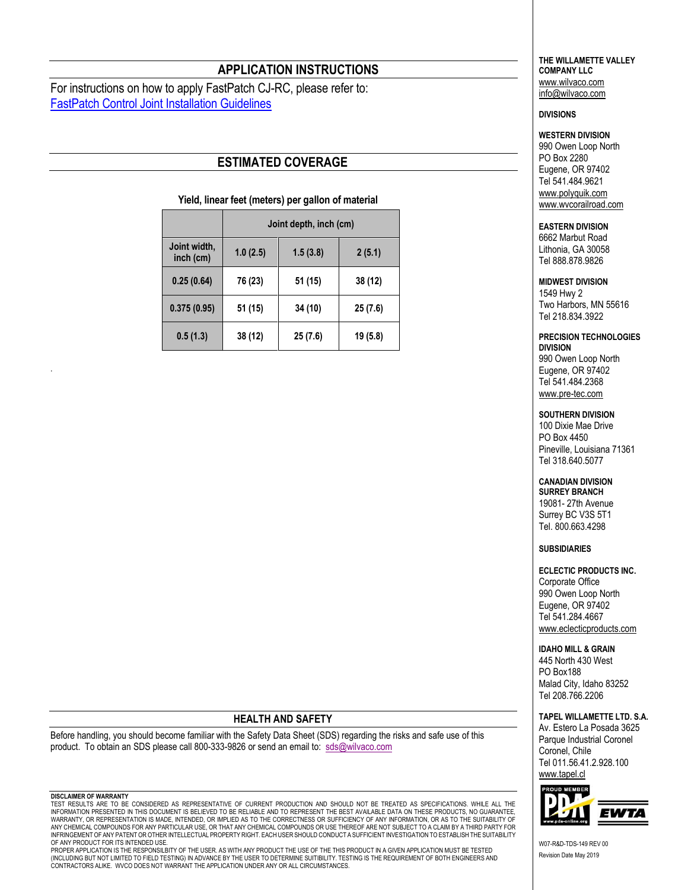## APPLICATION INSTRUCTIONS

For instructions on how to apply FastPatch CJ-RC, please refer to:
FastPatch Control Joint Installation Guidelines

## ESTIMATED COVERAGE

**Yield, linear feet (meters) per gallon of material**

| | Joint depth, inch (cm) | | |
|---|---|---|---|
| **Joint width, inch (cm)** | **1.0 (2.5)** | **1.5 (3.8)** | **2 (5.1)** |
| **0.25 (0.64)** | 76 (23) | 51 (15) | 38 (12) |
| **0.375 (0.95)** | 51 (15) | 34 (10) | 25 (7.6) |
| **0.5 (1.3)** | 38 (12) | 25 (7.6) | 19 (5.8) |

## HEALTH AND SAFETY

Before handling, you should become familiar with the Safety Data Sheet (SDS) regarding the risks and safe use of this product. To obtain an SDS please call 800-333-9826 or send an email to: sds@wilvaco.com

**DISCLAIMER OF WARRANTY**

TEST RESULTS ARE TO BE CONSIDERED AS REPRESENTATIVE OF CURRENT PRODUCTION AND SHOULD NOT BE TREATED AS SPECIFICATIONS. WHILE ALL THE INFORMATION PRESENTED IN THIS DOCUMENT IS BELIEVED TO BE RELIABLE AND TO REPRESENT THE BEST AVAILABLE DATA ON THESE PRODUCTS, NO GUARANTEE, WARRANTY, OR REPRESENTATION IS MADE, INTENDED, OR IMPLIED AS TO THE CORRECTNESS OR SUFFICIENCY OF ANY INFORMATION, OR AS TO THE SUITABILITY OF ANY CHEMICAL COMPOUNDS FOR ANY PARTICULAR USE, OR THAT ANY CHEMICAL COMPOUNDS OR USE THEREOF ARE NOT SUBJECT TO A CLAIM BY A THIRD PARTY FOR INFRINGEMENT OF ANY PATENT OR OTHER INTELLECTUAL PROPERTY RIGHT. EACH USER SHOULD CONDUCT A SUFFICIENT INVESTIGATION TO ESTABLISH THE SUITABILITY OF ANY PRODUCT FOR ITS INTENDED USE.
PROPER APPLICATION IS THE RESPONSILBITY OF THE USER. AS WITH ANY PRODUCT THE USE OF THE THIS PRODUCT IN A GIVEN APPLICATION MUST BE TESTED (INCLUDING BUT NOT LIMITED TO FIELD TESTING) IN ADVANCE BY THE USER TO DETERMINE SUITIBILITY. TESTING IS THE REQUIREMENT OF BOTH ENGINEERS AND CONTRACTORS ALIKE. WVCO DOES NOT WARRANT THE APPLICATION UNDER ANY OR ALL CIRCUMSTANCES.

**THE WILLAMETTE VALLEY COMPANY LLC**
www.wilvaco.com
info@wilvaco.com

**DIVISIONS**

**WESTERN DIVISION**
990 Owen Loop North
PO Box 2280
Eugene, OR 97402
Tel 541.484.9621
www.polyquik.com
www.wvcorailroad.com

**EASTERN DIVISION**
6662 Marbut Road
Lithonia, GA 30058
Tel 888.878.9826

**MIDWEST DIVISION**
1549 Hwy 2
Two Harbors, MN 55616
Tel 218.834.3922

**PRECISION TECHNOLOGIES DIVISION**
990 Owen Loop North
Eugene, OR 97402
Tel 541.484.2368
www.pre-tec.com

**SOUTHERN DIVISION**
100 Dixie Mae Drive
PO Box 4450
Pineville, Louisiana 71361
Tel 318.640.5077

**CANADIAN DIVISION SURREY BRANCH**
19081- 27th Avenue
Surrey BC V3S 5T1
Tel. 800.663.4298

**SUBSIDIARIES**

**ECLECTIC PRODUCTS INC.**
Corporate Office
990 Owen Loop North
Eugene, OR 97402
Tel 541.284.4667
www.eclecticproducts.com

**IDAHO MILL & GRAIN**
445 North 430 West
PO Box188
Malad City, Idaho 83252
Tel 208.766.2206

**TAPEL WILLAMETTE LTD. S.A.**
Av. Estero La Posada 3625
Parque Industrial Coronel
Coronel, Chile
Tel 011.56.41.2.928.100
www.tapel.cl

PROUD MEMBER PDA www.pda-online.org EWTA

W07-R&D-TDS-149 REV 00
Revision Date May 2019